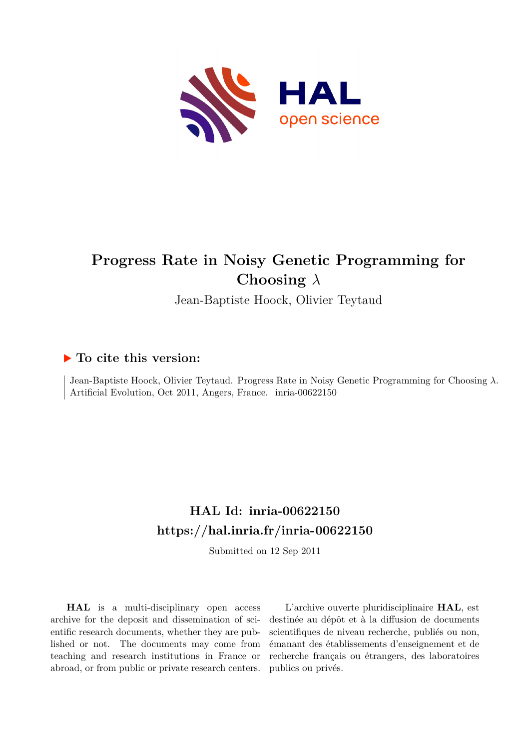# Progress Rate in Noisy Genetic Programming for Choosing $\lambda$

Jean-Baptiste Hoock, Olivier Teytaud

## ▶ To cite this version:

Jean-Baptiste Hoock, Olivier Teytaud. Progress Rate in Noisy Genetic Programming for Choosing $\lambda$. Artificial Evolution, Oct 2011, Angers, France. inria-00622150

## HAL Id: inria-00622150

## https://hal.inria.fr/inria-00622150

Submitted on 12 Sep 2011

**HAL** is a multi-disciplinary open access archive for the deposit and dissemination of scientific research documents, whether they are published or not. The documents may come from teaching and research institutions in France or abroad, or from public or private research centers.

L'archive ouverte pluridisciplinaire **HAL**, est destinée au dépôt et à la diffusion de documents scientifiques de niveau recherche, publiés ou non, émanant des établissements d'enseignement et de recherche français ou étrangers, des laboratoires publics ou privés.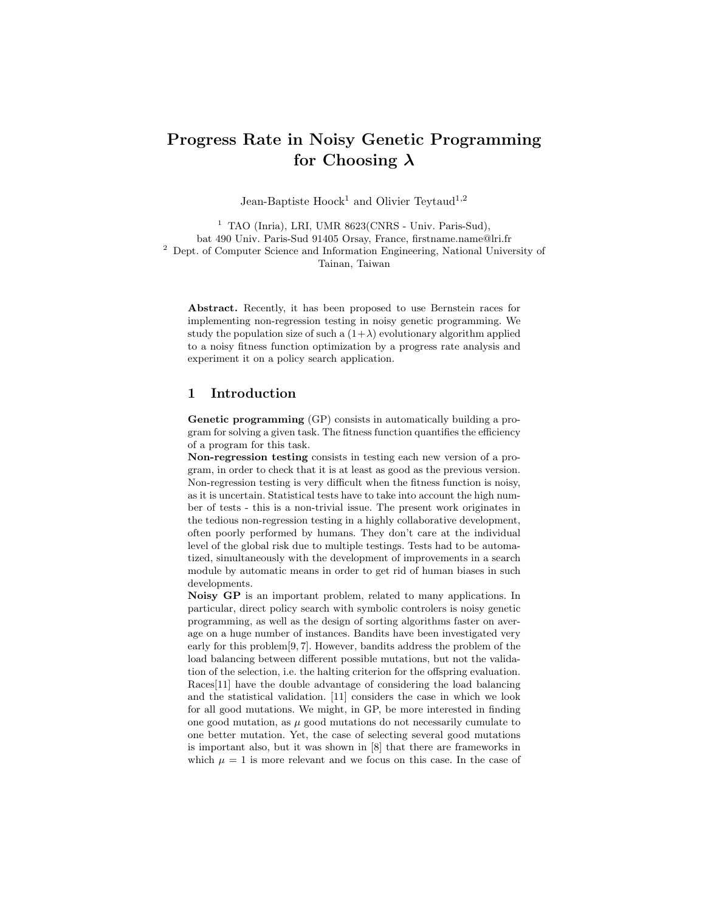# Progress Rate in Noisy Genetic Programming for Choosing $\lambda$

Jean-Baptiste Hoock[1] and Olivier Teytaud[1,2]

[1] TAO (Inria), LRI, UMR 8623(CNRS - Univ. Paris-Sud), bat 490 Univ. Paris-Sud 91405 Orsay, France, firstname.name@lri.fr

[2] Dept. of Computer Science and Information Engineering, National University of Tainan, Taiwan

**Abstract.** Recently, it has been proposed to use Bernstein races for implementing non-regression testing in noisy genetic programming. We study the population size of such a $(1+\lambda)$ evolutionary algorithm applied to a noisy fitness function optimization by a progress rate analysis and experiment it on a policy search application.

## 1 Introduction

**Genetic programming** (GP) consists in automatically building a program for solving a given task. The fitness function quantifies the efficiency of a program for this task.

**Non-regression testing** consists in testing each new version of a program, in order to check that it is at least as good as the previous version. Non-regression testing is very difficult when the fitness function is noisy, as it is uncertain. Statistical tests have to take into account the high number of tests - this is a non-trivial issue. The present work originates in the tedious non-regression testing in a highly collaborative development, often poorly performed by humans. They don't care at the individual level of the global risk due to multiple testings. Tests had to be automatized, simultaneously with the development of improvements in a search module by automatic means in order to get rid of human biases in such developments.

**Noisy GP** is an important problem, related to many applications. In particular, direct policy search with symbolic controlers is noisy genetic programming, as well as the design of sorting algorithms faster on average on a huge number of instances. Bandits have been investigated very early for this problem[9, 7]. However, bandits address the problem of the load balancing between different possible mutations, but not the validation of the selection, i.e. the halting criterion for the offspring evaluation. Races[11] have the double advantage of considering the load balancing and the statistical validation. [11] considers the case in which we look for all good mutations. We might, in GP, be more interested in finding one good mutation, as $\mu$ good mutations do not necessarily cumulate to one better mutation. Yet, the case of selecting several good mutations is important also, but it was shown in [8] that there are frameworks in which $\mu = 1$ is more relevant and we focus on this case. In the case of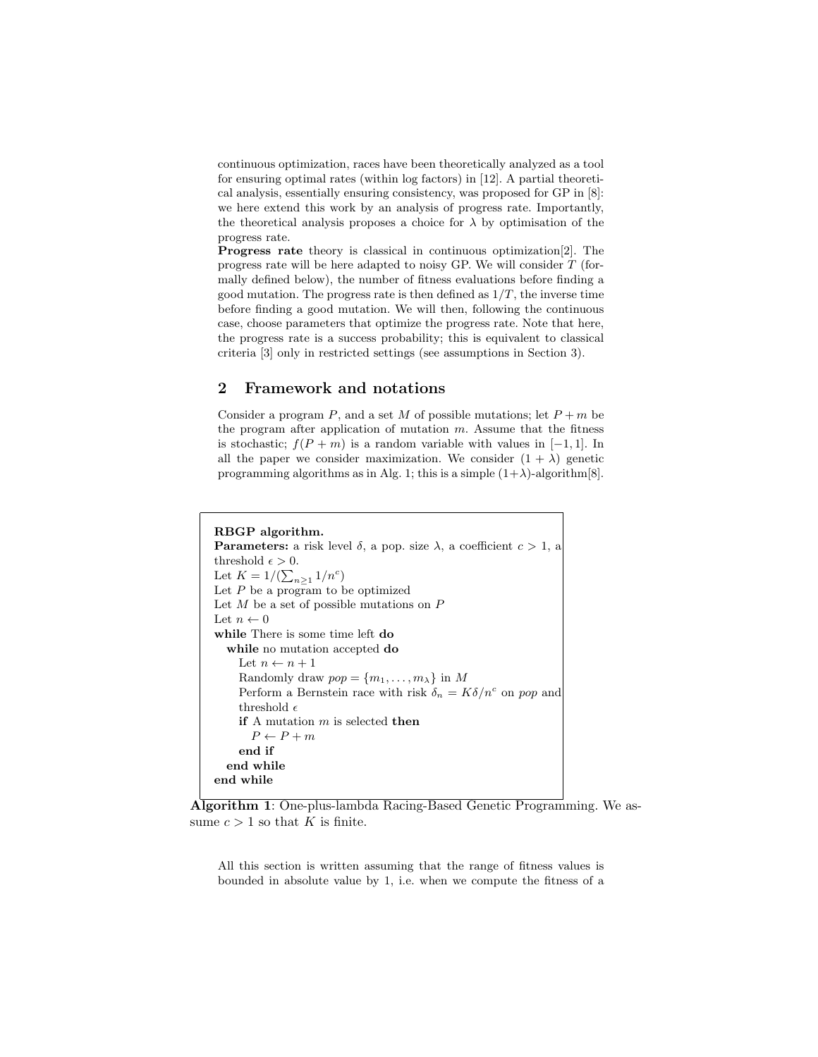continuous optimization, races have been theoretically analyzed as a tool for ensuring optimal rates (within log factors) in [12]. A partial theoretical analysis, essentially ensuring consistency, was proposed for GP in [8]: we here extend this work by an analysis of progress rate. Importantly, the theoretical analysis proposes a choice for $\lambda$ by optimisation of the progress rate.

**Progress rate** theory is classical in continuous optimization[2]. The progress rate will be here adapted to noisy GP. We will consider $T$ (formally defined below), the number of fitness evaluations before finding a good mutation. The progress rate is then defined as $1/T$, the inverse time before finding a good mutation. We will then, following the continuous case, choose parameters that optimize the progress rate. Note that here, the progress rate is a success probability; this is equivalent to classical criteria [3] only in restricted settings (see assumptions in Section 3).

## 2 Framework and notations

Consider a program $P$, and a set $M$ of possible mutations; let $P+m$ be the program after application of mutation $m$. Assume that the fitness is stochastic; $f(P+m)$ is a random variable with values in $[-1,1]$. In all the paper we consider maximization. We consider $(1+\lambda)$ genetic programming algorithms as in Alg. 1; this is a simple $(1+\lambda)$-algorithm[8].

```
RBGP algorithm.
Parameters: a risk level δ, a pop. size λ, a coefficient c > 1, a
threshold ε > 0.
Let K = 1/(∑_{n≥1} 1/n^c)
Let P be a program to be optimized
Let M be a set of possible mutations on P
Let n ← 0
while There is some time left do
  while no mutation accepted do
    Let n ← n + 1
    Randomly draw pop = {m_1, ..., m_λ} in M
    Perform a Bernstein race with risk δ_n = Kδ/n^c on pop and
    threshold ε
    if A mutation m is selected then
      P ← P + m
    end if
  end while
end while
```

**Algorithm 1**: One-plus-lambda Racing-Based Genetic Programming. We assume $c > 1$ so that $K$ is finite.

All this section is written assuming that the range of fitness values is bounded in absolute value by 1, i.e. when we compute the fitness of a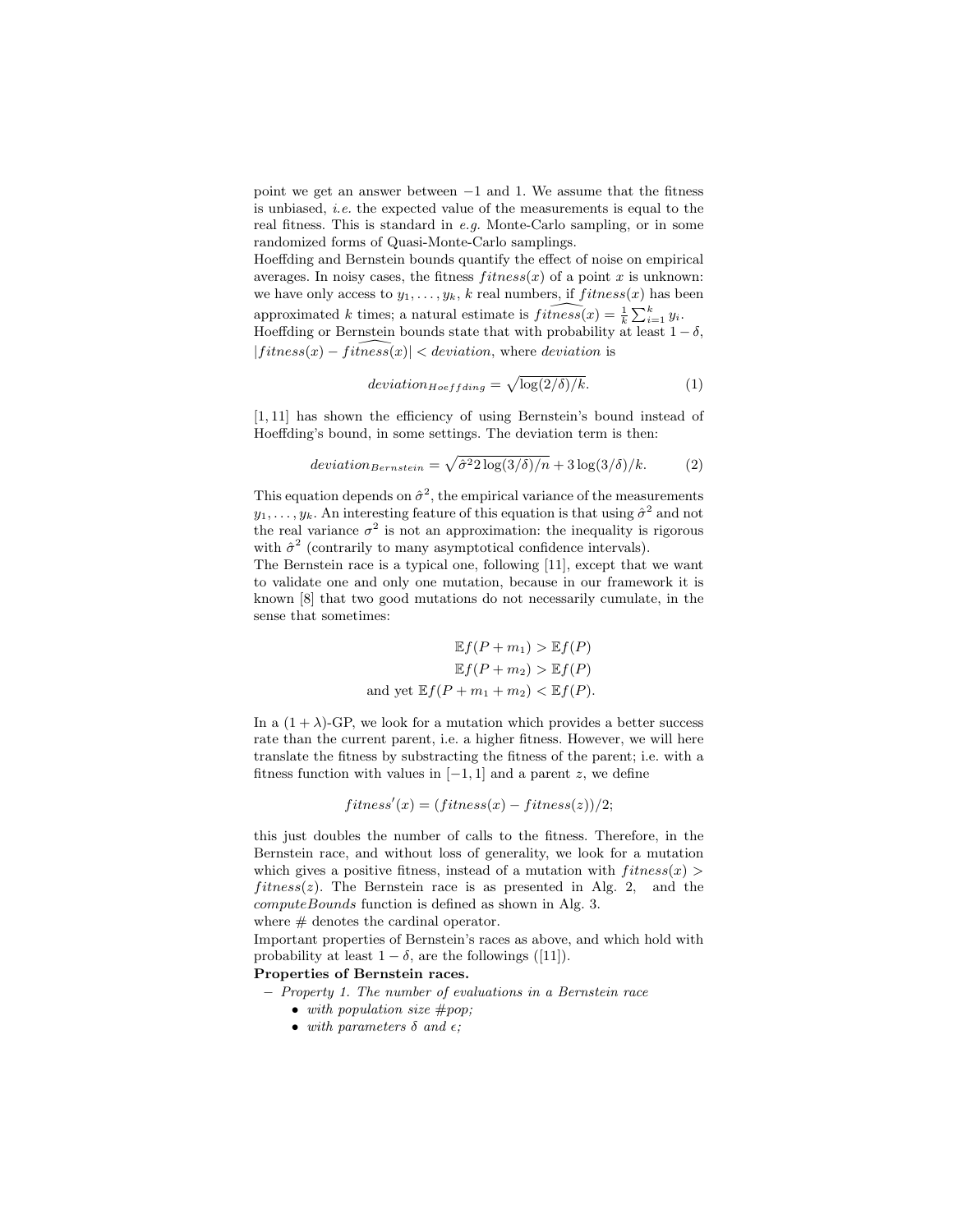point we get an answer between $-1$ and $1$. We assume that the fitness is unbiased, *i.e.* the expected value of the measurements is equal to the real fitness. This is standard in *e.g.* Monte-Carlo sampling, or in some randomized forms of Quasi-Monte-Carlo samplings.

Hoeffding and Bernstein bounds quantify the effect of noise on empirical averages. In noisy cases, the fitness $fitness(x)$ of a point $x$ is unknown: we have only access to $y_1, \ldots, y_k$, $k$ real numbers, if $fitness(x)$ has been approximated $k$ times; a natural estimate is $\widehat{fitness}(x) = \frac{1}{k}\sum_{i=1}^{k} y_i$. Hoeffding or Bernstein bounds state that with probability at least $1-\delta$, $|fitness(x) - \widehat{fitness}(x)| < deviation$, where $deviation$ is

$$deviation_{Hoeffding} = \sqrt{\log(2/\delta)/k}. \tag{1}$$

[1, 11] has shown the efficiency of using Bernstein's bound instead of Hoeffding's bound, in some settings. The deviation term is then:

$$deviation_{Bernstein} = \sqrt{\hat{\sigma}^2 2\log(3/\delta)/n} + 3\log(3/\delta)/k. \tag{2}$$

This equation depends on $\hat{\sigma}^2$, the empirical variance of the measurements $y_1, \ldots, y_k$. An interesting feature of this equation is that using $\hat{\sigma}^2$ and not the real variance $\sigma^2$ is not an approximation: the inequality is rigorous with $\hat{\sigma}^2$ (contrarily to many asymptotical confidence intervals).

The Bernstein race is a typical one, following [11], except that we want to validate one and only one mutation, because in our framework it is known [8] that two good mutations do not necessarily cumulate, in the sense that sometimes:

$$\mathbb{E}f(P + m_1) > \mathbb{E}f(P)$$
$$\mathbb{E}f(P + m_2) > \mathbb{E}f(P)$$
$$\text{and yet } \mathbb{E}f(P + m_1 + m_2) < \mathbb{E}f(P).$$

In a $(1 + \lambda)$-GP, we look for a mutation which provides a better success rate than the current parent, i.e. a higher fitness. However, we will here translate the fitness by substracting the fitness of the parent; i.e. with a fitness function with values in $[-1, 1]$ and a parent $z$, we define

$$fitness'(x) = (fitness(x) - fitness(z))/2;$$

this just doubles the number of calls to the fitness. Therefore, in the Bernstein race, and without loss of generality, we look for a mutation which gives a positive fitness, instead of a mutation with $fitness(x) > fitness(z)$. The Bernstein race is as presented in Alg. 2, and the *computeBounds* function is defined as shown in Alg. 3.
where # denotes the cardinal operator.

Important properties of Bernstein's races as above, and which hold with probability at least $1 - \delta$, are the followings ([11]).

**Properties of Bernstein races.**

- *Property 1. The number of evaluations in a Bernstein race*
  - *with population size #pop;*
  - *with parameters $\delta$ and $\epsilon$;*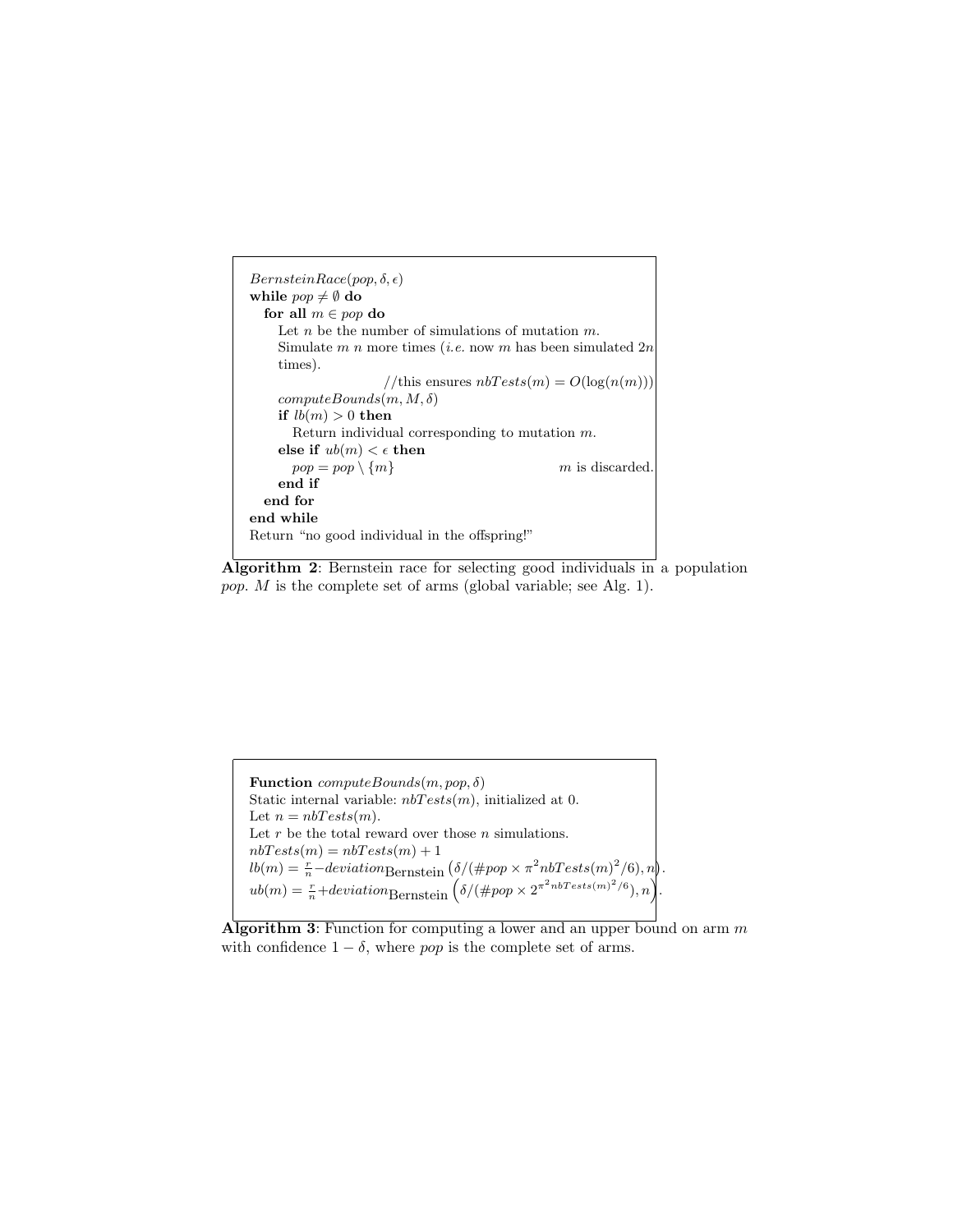```
BernsteinRace(pop, δ, ε)
while pop ≠ ∅ do
  for all m ∈ pop do
    Let n be the number of simulations of mutation m.
    Simulate m n more times (i.e. now m has been simulated 2n times).
                              //this ensures nbTests(m) = O(log(n(m)))
    computeBounds(m, M, δ)
    if lb(m) > 0 then
      Return individual corresponding to mutation m.
    else if ub(m) < ε then
      pop = pop \ {m}                                m is discarded.
    end if
  end for
end while
Return "no good individual in the offspring!"
```

**Algorithm 2**: Bernstein race for selecting good individuals in a population *pop*. $M$ is the complete set of arms (global variable; see Alg. 1).

**Function** $computeBounds(m, pop, \delta)$
Static internal variable: $nbTests(m)$, initialized at 0.
Let $n = nbTests(m)$.
Let $r$ be the total reward over those $n$ simulations.
$nbTests(m) = nbTests(m) + 1$
$lb(m) = \frac{r}{n} - deviation_{\text{Bernstein}}\left(\delta/(\#pop \times \pi^2 nbTests(m)^2/6), n\right)$.
$ub(m) = \frac{r}{n} + deviation_{\text{Bernstein}}\left(\delta/(\#pop \times 2^{\pi^2 nbTests(m)^2/6}), n\right)$.

**Algorithm 3**: Function for computing a lower and an upper bound on arm $m$ with confidence $1 - \delta$, where *pop* is the complete set of arms.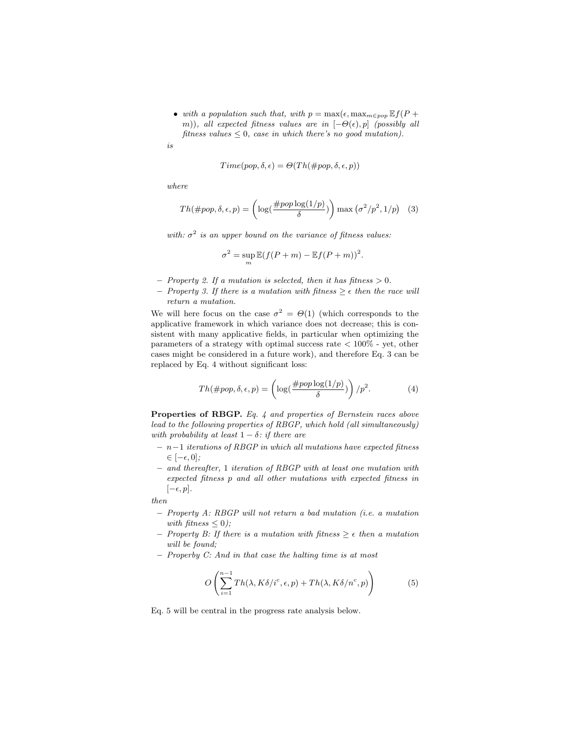- *with a population such that, with $p = \max(\epsilon, \max_{m \in pop} \mathbb{E} f(P + m))$, all expected fitness values are in $[-\Theta(\epsilon), p]$ (possibly all fitness values $\leq 0$, case in which there's no good mutation).*

*is*

$$Time(pop, \delta, \epsilon) = \Theta(Th(\#pop, \delta, \epsilon, p))$$

*where*

$$Th(\#pop, \delta, \epsilon, p) = \left( \log(\frac{\#pop \log(1/p)}{\delta}) \right) \max\left(\sigma^2/p^2, 1/p\right) \quad (3)$$

*with: $\sigma^2$ is an upper bound on the variance of fitness values:*

$$\sigma^2 = \sup_m \mathbb{E}(f(P + m) - \mathbb{E} f(P + m))^2.$$

- *Property 2. If a mutation is selected, then it has fitness $> 0$.*
- *Property 3. If there is a mutation with fitness $\geq \epsilon$ then the race will return a mutation.*

We will here focus on the case $\sigma^2 = \Theta(1)$ (which corresponds to the applicative framework in which variance does not decrease; this is consistent with many applicative fields, in particular when optimizing the parameters of a strategy with optimal success rate $< 100\%$ - yet, other cases might be considered in a future work), and therefore Eq. 3 can be replaced by Eq. 4 without significant loss:

$$Th(\#pop, \delta, \epsilon, p) = \left( \log(\frac{\#pop \log(1/p)}{\delta}) \right) / p^2. \quad (4)$$

**Properties of RBGP.** *Eq. 4 and properties of Bernstein races above lead to the following properties of RBGP, which hold (all simultaneously) with probability at least $1 - \delta$: if there are*

- *$n-1$ iterations of RBGP in which all mutations have expected fitness $\in [-\epsilon, 0]$;*
- *and thereafter, 1 iteration of RBGP with at least one mutation with expected fitness $p$ and all other mutations with expected fitness in $[-\epsilon, p]$.*

*then*

- *Property A: RBGP will not return a bad mutation (i.e. a mutation with fitness $\leq 0$);*
- *Property B: If there is a mutation with fitness $\geq \epsilon$ then a mutation will be found;*
- *Properby C: And in that case the halting time is at most*

$$O\left( \sum_{i=1}^{n-1} Th(\lambda, K\delta/i^c, \epsilon, p) + Th(\lambda, K\delta/n^c, p) \right) \quad (5)$$

Eq. 5 will be central in the progress rate analysis below.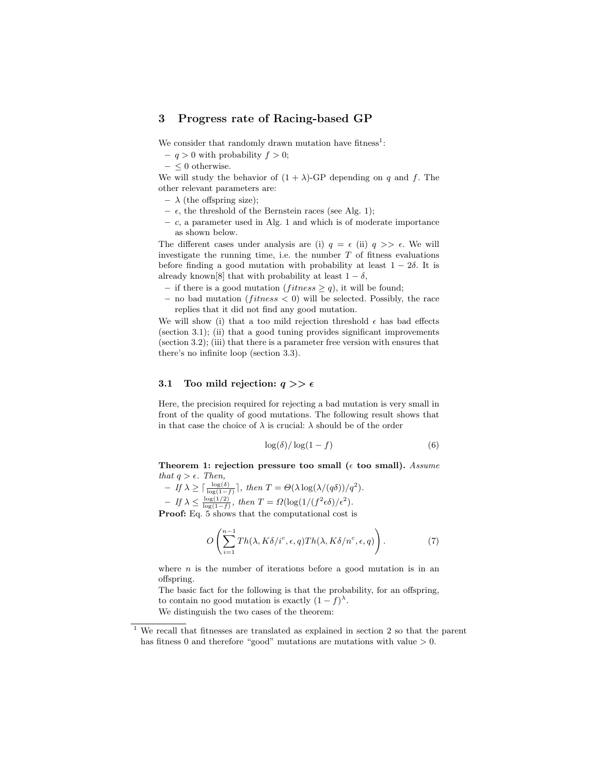## 3 Progress rate of Racing-based GP

We consider that randomly drawn mutation have fitness[1]:

- $q > 0$ with probability $f > 0$;
- $\leq 0$ otherwise.

We will study the behavior of $(1 + \lambda)$-GP depending on $q$ and $f$. The other relevant parameters are:

- $\lambda$ (the offspring size);
- $\epsilon$, the threshold of the Bernstein races (see Alg. 1);
- $c$, a parameter used in Alg. 1 and which is of moderate importance as shown below.

The different cases under analysis are (i) $q = \epsilon$ (ii) $q >> \epsilon$. We will investigate the running time, i.e. the number $T$ of fitness evaluations before finding a good mutation with probability at least $1 - 2\delta$. It is already known[8] that with probability at least $1 - \delta$,

- if there is a good mutation ($fitness \geq q$), it will be found;
- no bad mutation ($fitness < 0$) will be selected. Possibly, the race replies that it did not find any good mutation.

We will show (i) that a too mild rejection threshold $\epsilon$ has bad effects (section 3.1); (ii) that a good tuning provides significant improvements (section 3.2); (iii) that there is a parameter free version with ensures that there's no infinite loop (section 3.3).

### 3.1 Too mild rejection: $q >> \epsilon$

Here, the precision required for rejecting a bad mutation is very small in front of the quality of good mutations. The following result shows that in that case the choice of $\lambda$ is crucial: $\lambda$ should be of the order

$$\log(\delta)/\log(1 - f) \tag{6}$$

**Theorem 1: rejection pressure too small ($\epsilon$ too small).** *Assume that $q > \epsilon$. Then,*

- *If $\lambda \geq \lceil \frac{\log(\delta)}{\log(1-f)} \rceil$, then $T = \Theta(\lambda \log(\lambda/(q\delta))/q^2)$.*
- *If $\lambda \leq \frac{\log(1/2)}{\log(1-f)}$, then $T = \Omega(\log(1/(f^2 \epsilon \delta)/\epsilon^2)$.*

**Proof:** Eq. 5 shows that the computational cost is

$$O\left(\sum_{i=1}^{n-1} Th(\lambda, K\delta/i^c, \epsilon, q) Th(\lambda, K\delta/n^c, \epsilon, q)\right). \tag{7}$$

where $n$ is the number of iterations before a good mutation is in an offspring.

The basic fact for the following is that the probability, for an offspring, to contain no good mutation is exactly $(1 - f)^\lambda$.

We distinguish the two cases of the theorem:

[1] We recall that fitnesses are translated as explained in section 2 so that the parent has fitness 0 and therefore "good" mutations are mutations with value $> 0$.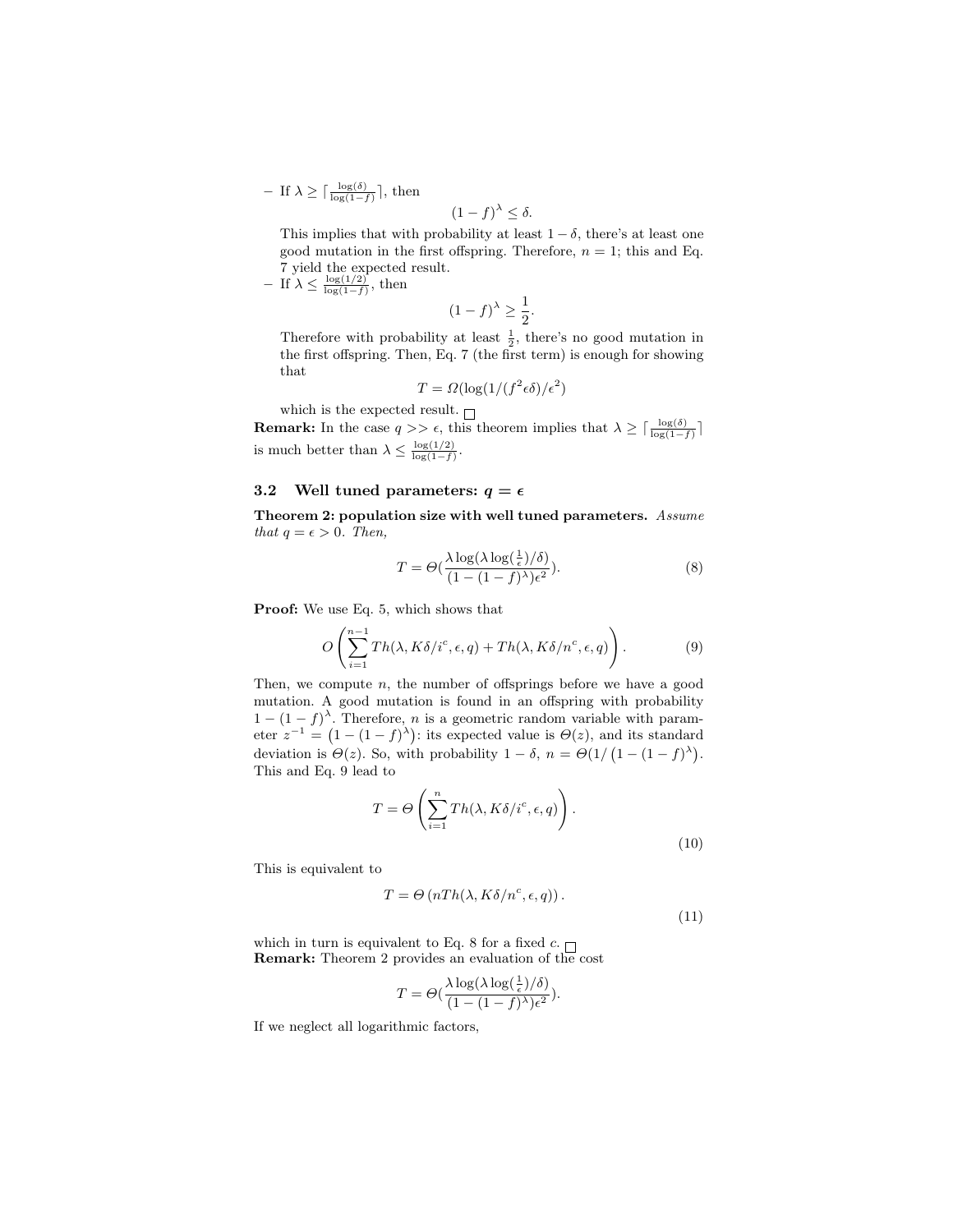– If $\lambda \geq \lceil \frac{\log(\delta)}{\log(1-f)} \rceil$, then

$$(1-f)^{\lambda} \leq \delta.$$

This implies that with probability at least $1-\delta$, there's at least one good mutation in the first offspring. Therefore, $n = 1$; this and Eq. 7 yield the expected result.

– If $\lambda \leq \frac{\log(1/2)}{\log(1-f)}$, then

$$(1-f)^{\lambda} \geq \frac{1}{2}.$$

Therefore with probability at least $\frac{1}{2}$, there's no good mutation in the first offspring. Then, Eq. 7 (the first term) is enough for showing that

$$T = \Omega(\log(1/(f^2 \epsilon \delta)/\epsilon^2)$$

which is the expected result. □

**Remark:** In the case $q >> \epsilon$, this theorem implies that $\lambda \geq \lceil \frac{\log(\delta)}{\log(1-f)} \rceil$ is much better than $\lambda \leq \frac{\log(1/2)}{\log(1-f)}$.

### 3.2 Well tuned parameters: $q = \epsilon$

**Theorem 2: population size with well tuned parameters.** *Assume that $q = \epsilon > 0$. Then,*

$$T = \Theta(\frac{\lambda \log(\lambda \log(\frac{1}{\epsilon})/\delta)}{(1-(1-f)^{\lambda})\epsilon^2}). \tag{8}$$

**Proof:** We use Eq. 5, which shows that

$$O\left(\sum_{i=1}^{n-1} Th(\lambda, K\delta/i^c, \epsilon, q) + Th(\lambda, K\delta/n^c, \epsilon, q)\right). \tag{9}$$

Then, we compute $n$, the number of offsprings before we have a good mutation. A good mutation is found in an offspring with probability $1-(1-f)^{\lambda}$. Therefore, $n$ is a geometric random variable with parameter $z^{-1} = \left(1-(1-f)^{\lambda}\right)$: its expected value is $\Theta(z)$, and its standard deviation is $\Theta(z)$. So, with probability $1-\delta$, $n = \Theta(1/\left(1-(1-f)^{\lambda}\right)$. This and Eq. 9 lead to

$$T = \Theta\left(\sum_{i=1}^{n} Th(\lambda, K\delta/i^c, \epsilon, q)\right). \tag{10}$$

This is equivalent to

$$T = \Theta\left(nTh(\lambda, K\delta/n^c, \epsilon, q)\right). \tag{11}$$

which in turn is equivalent to Eq. 8 for a fixed $c$. □

**Remark:** Theorem 2 provides an evaluation of the cost

$$T = \Theta(\frac{\lambda \log(\lambda \log(\frac{1}{\epsilon})/\delta)}{(1-(1-f)^{\lambda})\epsilon^2}).$$

If we neglect all logarithmic factors,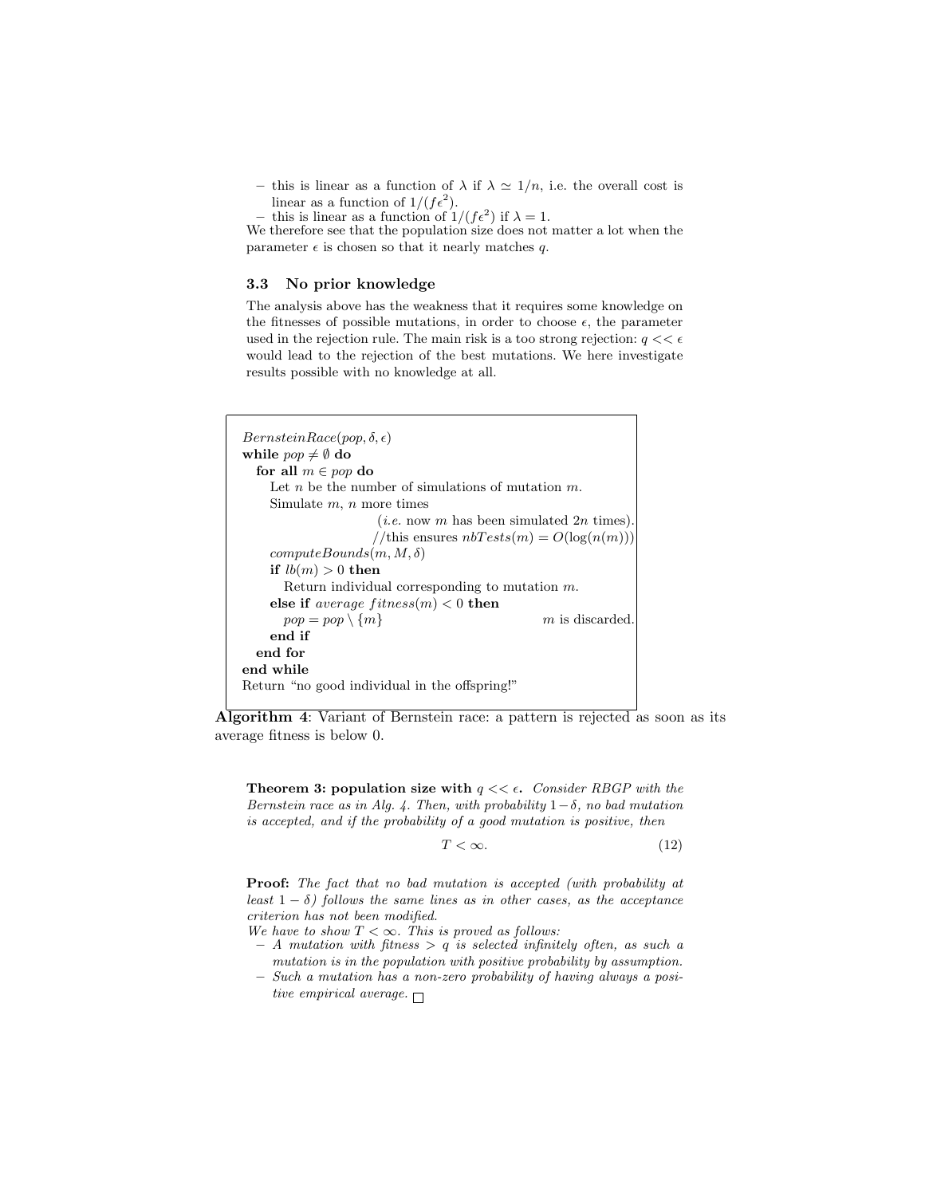– this is linear as a function of $\lambda$ if $\lambda \simeq 1/n$, i.e. the overall cost is linear as a function of $1/(f\epsilon^2)$.
– this is linear as a function of $1/(f\epsilon^2)$ if $\lambda = 1$.

We therefore see that the population size does not matter a lot when the parameter $\epsilon$ is chosen so that it nearly matches $q$.

### 3.3 No prior knowledge

The analysis above has the weakness that it requires some knowledge on the fitnesses of possible mutations, in order to choose $\epsilon$, the parameter used in the rejection rule. The main risk is a too strong rejection: $q << \epsilon$ would lead to the rejection of the best mutations. We here investigate results possible with no knowledge at all.

```
BernsteinRace(pop, δ, ε)
while pop ≠ ∅ do
  for all m ∈ pop do
    Let n be the number of simulations of mutation m.
    Simulate m, n more times
                        (i.e. now m has been simulated 2n times).
                        //this ensures nbTests(m) = O(log(n(m)))
    computeBounds(m, M, δ)
    if lb(m) > 0 then
      Return individual corresponding to mutation m.
    else if average fitness(m) < 0 then
      pop = pop \ {m}                                m is discarded.
    end if
  end for
end while
Return "no good individual in the offspring!"
```

**Algorithm 4**: Variant of Bernstein race: a pattern is rejected as soon as its average fitness is below 0.

**Theorem 3: population size with $q << \epsilon$.** *Consider RBGP with the Bernstein race as in Alg. 4. Then, with probability $1-\delta$, no bad mutation is accepted, and if the probability of a good mutation is positive, then*

$$T < \infty. \tag{12}$$

**Proof:** *The fact that no bad mutation is accepted (with probability at least $1-\delta$) follows the same lines as in other cases, as the acceptance criterion has not been modified.*
*We have to show $T < \infty$. This is proved as follows:*
– *A mutation with fitness $> q$ is selected infinitely often, as such a mutation is in the population with positive probability by assumption.*
– *Such a mutation has a non-zero probability of having always a positive empirical average.* □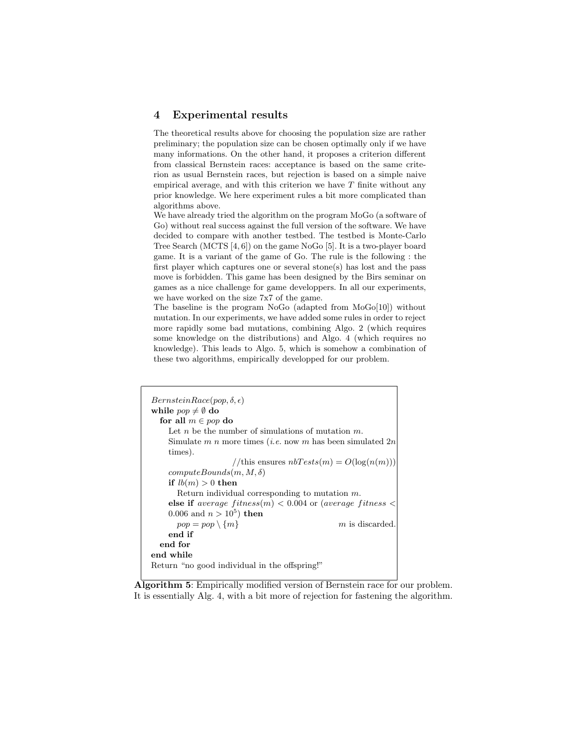## 4 Experimental results

The theoretical results above for choosing the population size are rather preliminary; the population size can be chosen optimally only if we have many informations. On the other hand, it proposes a criterion different from classical Bernstein races: acceptance is based on the same criterion as usual Bernstein races, but rejection is based on a simple naive empirical average, and with this criterion we have $T$ finite without any prior knowledge. We here experiment rules a bit more complicated than algorithms above.

We have already tried the algorithm on the program MoGo (a software of Go) without real success against the full version of the software. We have decided to compare with another testbed. The testbed is Monte-Carlo Tree Search (MCTS [4, 6]) on the game NoGo [5]. It is a two-player board game. It is a variant of the game of Go. The rule is the following : the first player which captures one or several stone(s) has lost and the pass move is forbidden. This game has been designed by the Birs seminar on games as a nice challenge for game developpers. In all our experiments, we have worked on the size 7x7 of the game.

The baseline is the program NoGo (adapted from MoGo[10]) without mutation. In our experiments, we have added some rules in order to reject more rapidly some bad mutations, combining Algo. 2 (which requires some knowledge on the distributions) and Algo. 4 (which requires no knowledge). This leads to Algo. 5, which is somehow a combination of these two algorithms, empirically developped for our problem.

$BernsteinRace(pop, \delta, \epsilon)$
**while** $pop \neq \emptyset$ **do**
  **for all** $m \in pop$ **do**
    Let $n$ be the number of simulations of mutation $m$.
    Simulate $m$ $n$ more times (*i.e.* now $m$ has been simulated $2n$ times).
        //this ensures $nbTests(m) = O(\log(n(m)))$
    $computeBounds(m, M, \delta)$
    **if** $lb(m) > 0$ **then**
      Return individual corresponding to mutation $m$.
    **else if** $average\ fitness(m) < 0.004$ or ($average\ fitness < 0.006$ and $n > 10^5$) **then**
      $pop = pop \setminus \{m\}$        $m$ is discarded.
    **end if**
  **end for**
**end while**
Return "no good individual in the offspring!"

**Algorithm 5**: Empirically modified version of Bernstein race for our problem. It is essentially Alg. 4, with a bit more of rejection for fastening the algorithm.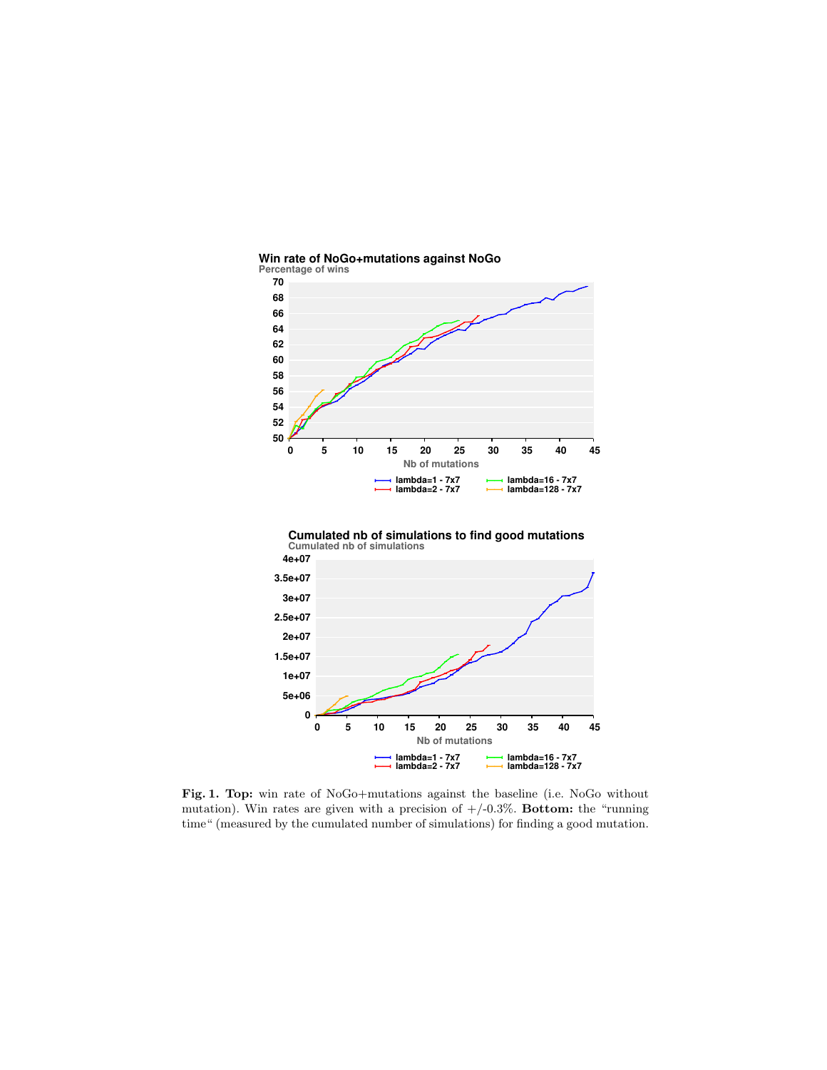**Fig. 1. Top:** win rate of NoGo+mutations against the baseline (i.e. NoGo without mutation). Win rates are given with a precision of +/-0.3%. **Bottom:** the "running time" (measured by the cumulated number of simulations) for finding a good mutation.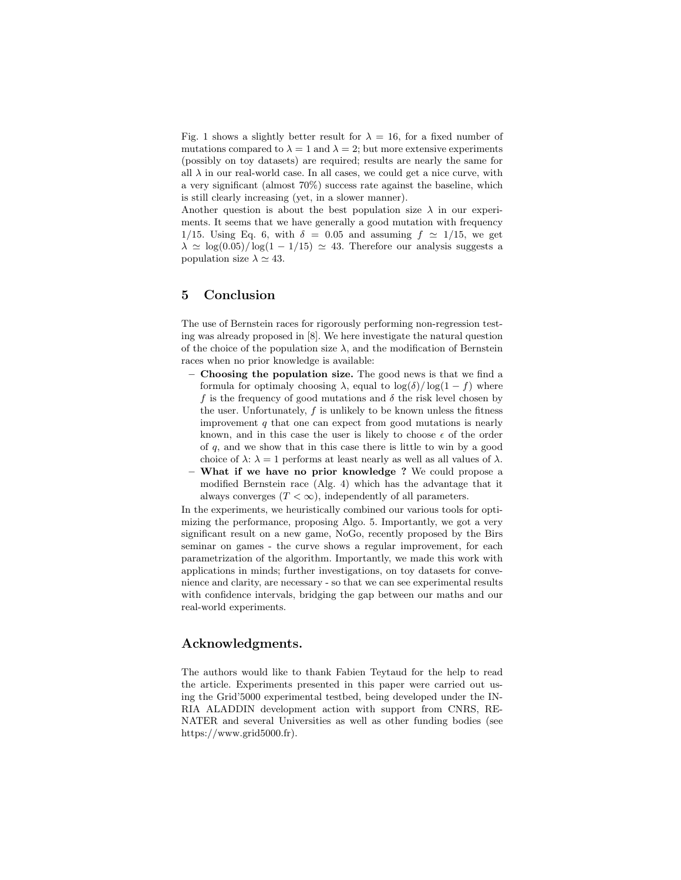Fig. 1 shows a slightly better result for $\lambda = 16$, for a fixed number of mutations compared to $\lambda = 1$ and $\lambda = 2$; but more extensive experiments (possibly on toy datasets) are required; results are nearly the same for all $\lambda$ in our real-world case. In all cases, we could get a nice curve, with a very significant (almost 70%) success rate against the baseline, which is still clearly increasing (yet, in a slower manner).

Another question is about the best population size $\lambda$ in our experiments. It seems that we have generally a good mutation with frequency 1/15. Using Eq. 6, with $\delta = 0.05$ and assuming $f \simeq 1/15$, we get $\lambda \simeq \log(0.05)/\log(1 - 1/15) \simeq 43$. Therefore our analysis suggests a population size $\lambda \simeq 43$.

## 5 Conclusion

The use of Bernstein races for rigorously performing non-regression testing was already proposed in [8]. We here investigate the natural question of the choice of the population size $\lambda$, and the modification of Bernstein races when no prior knowledge is available:

- **Choosing the population size.** The good news is that we find a formula for optimaly choosing $\lambda$, equal to $\log(\delta)/\log(1 - f)$ where $f$ is the frequency of good mutations and $\delta$ the risk level chosen by the user. Unfortunately, $f$ is unlikely to be known unless the fitness improvement $q$ that one can expect from good mutations is nearly known, and in this case the user is likely to choose $\epsilon$ of the order of $q$, and we show that in this case there is little to win by a good choice of $\lambda$: $\lambda = 1$ performs at least nearly as well as all values of $\lambda$.
- **What if we have no prior knowledge ?** We could propose a modified Bernstein race (Alg. 4) which has the advantage that it always converges ($T < \infty$), independently of all parameters.

In the experiments, we heuristically combined our various tools for optimizing the performance, proposing Algo. 5. Importantly, we got a very significant result on a new game, NoGo, recently proposed by the Birs seminar on games - the curve shows a regular improvement, for each parametrization of the algorithm. Importantly, we made this work with applications in minds; further investigations, on toy datasets for convenience and clarity, are necessary - so that we can see experimental results with confidence intervals, bridging the gap between our maths and our real-world experiments.

## Acknowledgments.

The authors would like to thank Fabien Teytaud for the help to read the article. Experiments presented in this paper were carried out using the Grid'5000 experimental testbed, being developed under the INRIA ALADDIN development action with support from CNRS, RENATER and several Universities as well as other funding bodies (see https://www.grid5000.fr).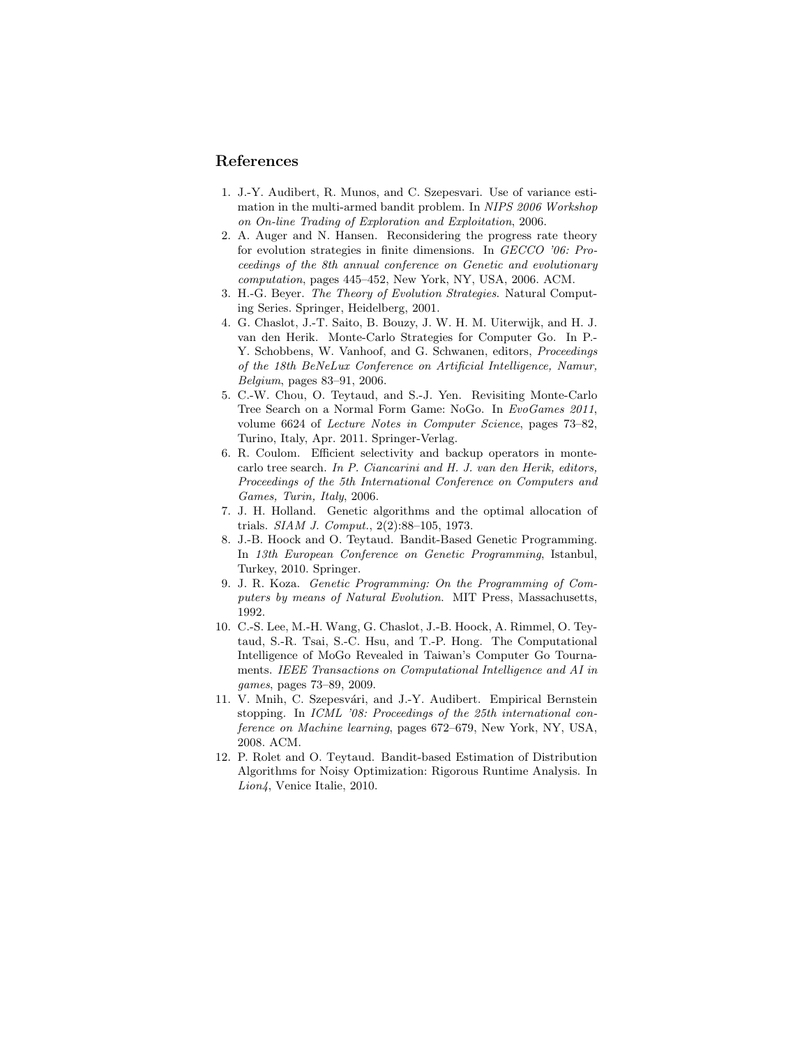## References

1. J.-Y. Audibert, R. Munos, and C. Szepesvari. Use of variance estimation in the multi-armed bandit problem. In *NIPS 2006 Workshop on On-line Trading of Exploration and Exploitation*, 2006.
2. A. Auger and N. Hansen. Reconsidering the progress rate theory for evolution strategies in finite dimensions. In *GECCO '06: Proceedings of the 8th annual conference on Genetic and evolutionary computation*, pages 445–452, New York, NY, USA, 2006. ACM.
3. H.-G. Beyer. *The Theory of Evolution Strategies*. Natural Computing Series. Springer, Heidelberg, 2001.
4. G. Chaslot, J.-T. Saito, B. Bouzy, J. W. H. M. Uiterwijk, and H. J. van den Herik. Monte-Carlo Strategies for Computer Go. In P.-Y. Schobbens, W. Vanhoof, and G. Schwanen, editors, *Proceedings of the 18th BeNeLux Conference on Artificial Intelligence, Namur, Belgium*, pages 83–91, 2006.
5. C.-W. Chou, O. Teytaud, and S.-J. Yen. Revisiting Monte-Carlo Tree Search on a Normal Form Game: NoGo. In *EvoGames 2011*, volume 6624 of *Lecture Notes in Computer Science*, pages 73–82, Turino, Italy, Apr. 2011. Springer-Verlag.
6. R. Coulom. Efficient selectivity and backup operators in monte-carlo tree search. *In P. Ciancarini and H. J. van den Herik, editors, Proceedings of the 5th International Conference on Computers and Games, Turin, Italy*, 2006.
7. J. H. Holland. Genetic algorithms and the optimal allocation of trials. *SIAM J. Comput.*, 2(2):88–105, 1973.
8. J.-B. Hoock and O. Teytaud. Bandit-Based Genetic Programming. In *13th European Conference on Genetic Programming*, Istanbul, Turkey, 2010. Springer.
9. J. R. Koza. *Genetic Programming: On the Programming of Computers by means of Natural Evolution*. MIT Press, Massachusetts, 1992.
10. C.-S. Lee, M.-H. Wang, G. Chaslot, J.-B. Hoock, A. Rimmel, O. Teytaud, S.-R. Tsai, S.-C. Hsu, and T.-P. Hong. The Computational Intelligence of MoGo Revealed in Taiwan's Computer Go Tournaments. *IEEE Transactions on Computational Intelligence and AI in games*, pages 73–89, 2009.
11. V. Mnih, C. Szepesvári, and J.-Y. Audibert. Empirical Bernstein stopping. In *ICML '08: Proceedings of the 25th international conference on Machine learning*, pages 672–679, New York, NY, USA, 2008. ACM.
12. P. Rolet and O. Teytaud. Bandit-based Estimation of Distribution Algorithms for Noisy Optimization: Rigorous Runtime Analysis. In *Lion4*, Venice Italie, 2010.